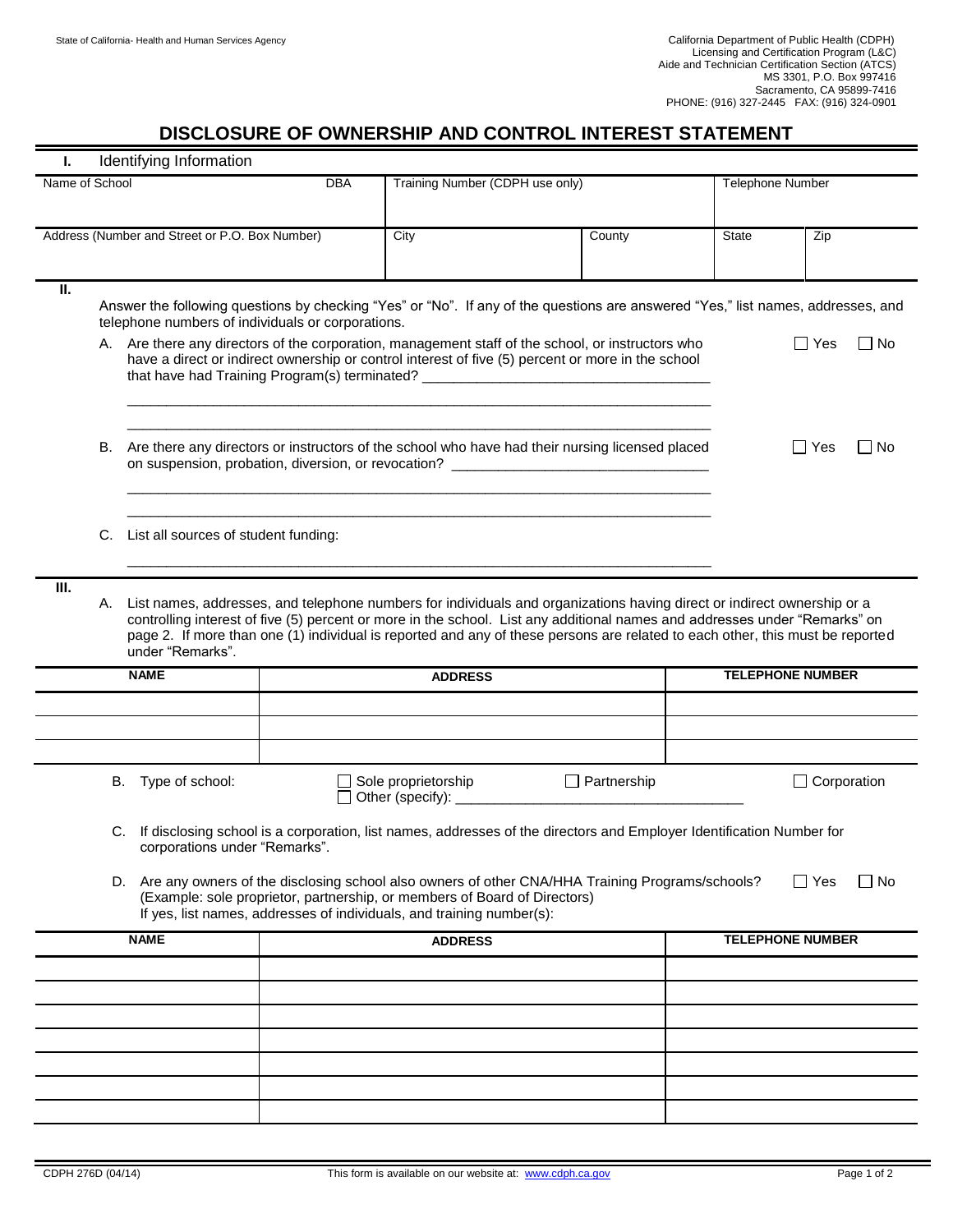State of California- Health and Human Services Agency

California Department of Public Health (CDPH)
Licensing and Certification Program (L&C)
Aide and Technician Certification Section (ATCS)
MS 3301, P.O. Box 997416
Sacramento, CA 95899-7416
PHONE: (916) 327-2445 FAX: (916) 324-0901

# DISCLOSURE OF OWNERSHIP AND CONTROL INTEREST STATEMENT

## I. Identifying Information

| Name of School | DBA | Training Number (CDPH use only) | | Telephone Number | |
|---|---|---|---|---|---|
| | | | | | |
| Address (Number and Street or P.O. Box Number) | | City | County | State | Zip |
| | | | | | |

## II.

Answer the following questions by checking “Yes” or “No”. If any of the questions are answered “Yes,” list names, addresses, and telephone numbers of individuals or corporations.

A. Are there any directors of the corporation, management staff of the school, or instructors who have a direct or indirect ownership or control interest of five (5) percent or more in the school that have had Training Program(s) terminated? ____________________ ☐ Yes ☐ No

______________________________________________________________________

______________________________________________________________________

B. Are there any directors or instructors of the school who have had their nursing licensed placed on suspension, probation, diversion, or revocation? ____________________ ☐ Yes ☐ No

______________________________________________________________________

______________________________________________________________________

C. List all sources of student funding:

______________________________________________________________________

## III.

A. List names, addresses, and telephone numbers for individuals and organizations having direct or indirect ownership or a controlling interest of five (5) percent or more in the school. List any additional names and addresses under “Remarks” on page 2. If more than one (1) individual is reported and any of these persons are related to each other, this must be reported under “Remarks”.

| NAME | ADDRESS | TELEPHONE NUMBER |
|---|---|---|
| | | |
| | | |
| | | |

B. Type of school: ☐ Sole proprietorship ☐ Partnership ☐ Corporation ☐ Other (specify): ____________________

C. If disclosing school is a corporation, list names, addresses of the directors and Employer Identification Number for corporations under “Remarks”.

D. Are any owners of the disclosing school also owners of other CNA/HHA Training Programs/schools? (Example: sole proprietor, partnership, or members of Board of Directors) If yes, list names, addresses of individuals, and training number(s): ☐ Yes ☐ No

| NAME | ADDRESS | TELEPHONE NUMBER |
|---|---|---|
| | | |
| | | |
| | | |
| | | |
| | | |
| | | |
| | | |

CDPH 276D (04/14) This form is available on our website at: www.cdph.ca.gov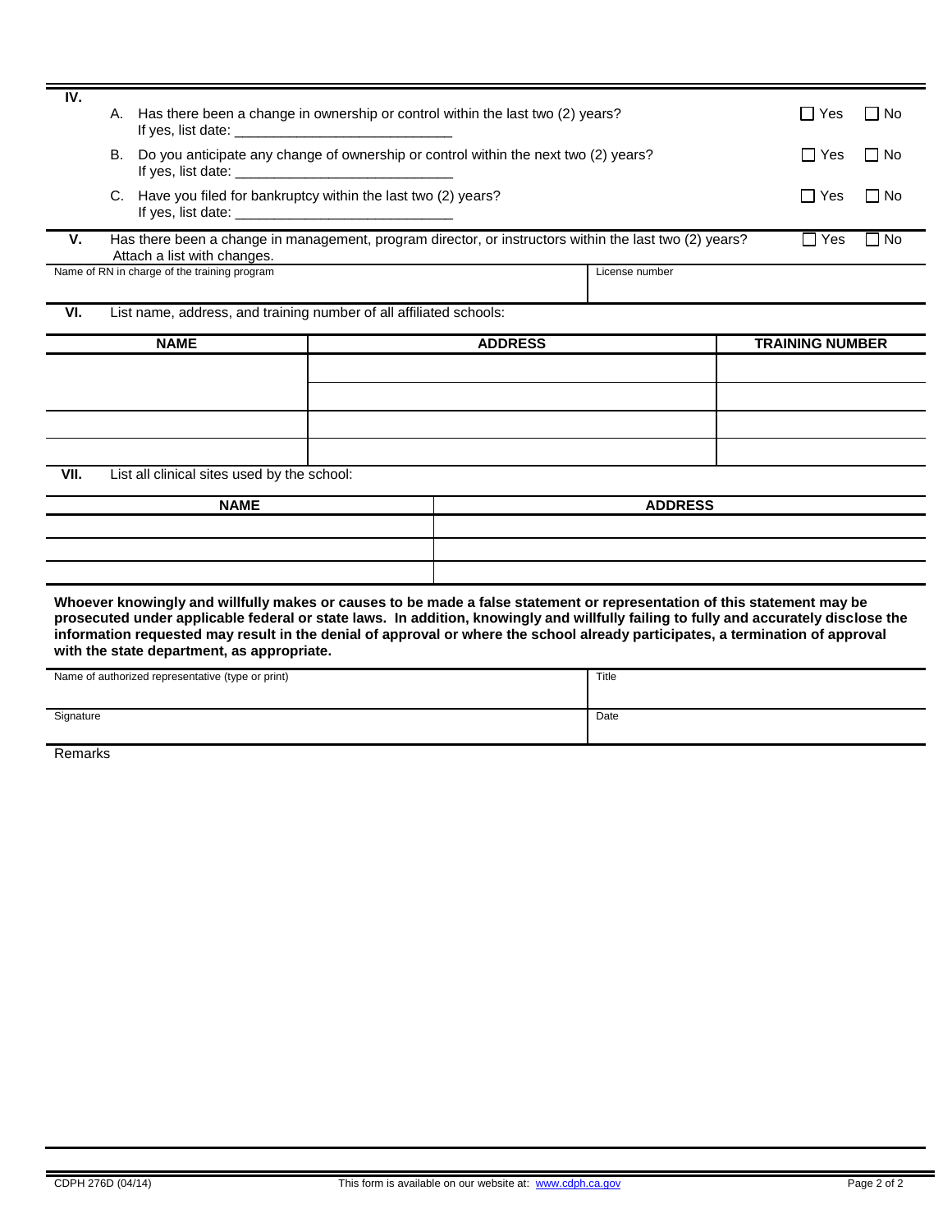**IV.**

A. Has there been a change in ownership or control within the last two (2) years? ☐ Yes ☐ No
If yes, list date: ____________________________

B. Do you anticipate any change of ownership or control within the next two (2) years? ☐ Yes ☐ No
If yes, list date: ____________________________

C. Have you filed for bankruptcy within the last two (2) years? ☐ Yes ☐ No
If yes, list date: ____________________________

**V.** Has there been a change in management, program director, or instructors within the last two (2) years? ☐ Yes ☐ No
Attach a list with changes.

| Name of RN in charge of the training program | License number |
|---|---|
| | |

**VI.** List name, address, and training number of all affiliated schools:

| NAME | ADDRESS | TRAINING NUMBER |
|---|---|---|
| | | |
| | | |
| | | |
| | | |

**VII.** List all clinical sites used by the school:

| NAME | ADDRESS |
|---|---|
| | |
| | |
| | |

**Whoever knowingly and willfully makes or causes to be made a false statement or representation of this statement may be prosecuted under applicable federal or state laws. In addition, knowingly and willfully failing to fully and accurately disclose the information requested may result in the denial of approval or where the school already participates, a termination of approval with the state department, as appropriate.**

| Name of authorized representative (type or print) | Title |
|---|---|
| Signature | Date |

Remarks

CDPH 276D (04/14) This form is available on our website at: www.cdph.ca.gov